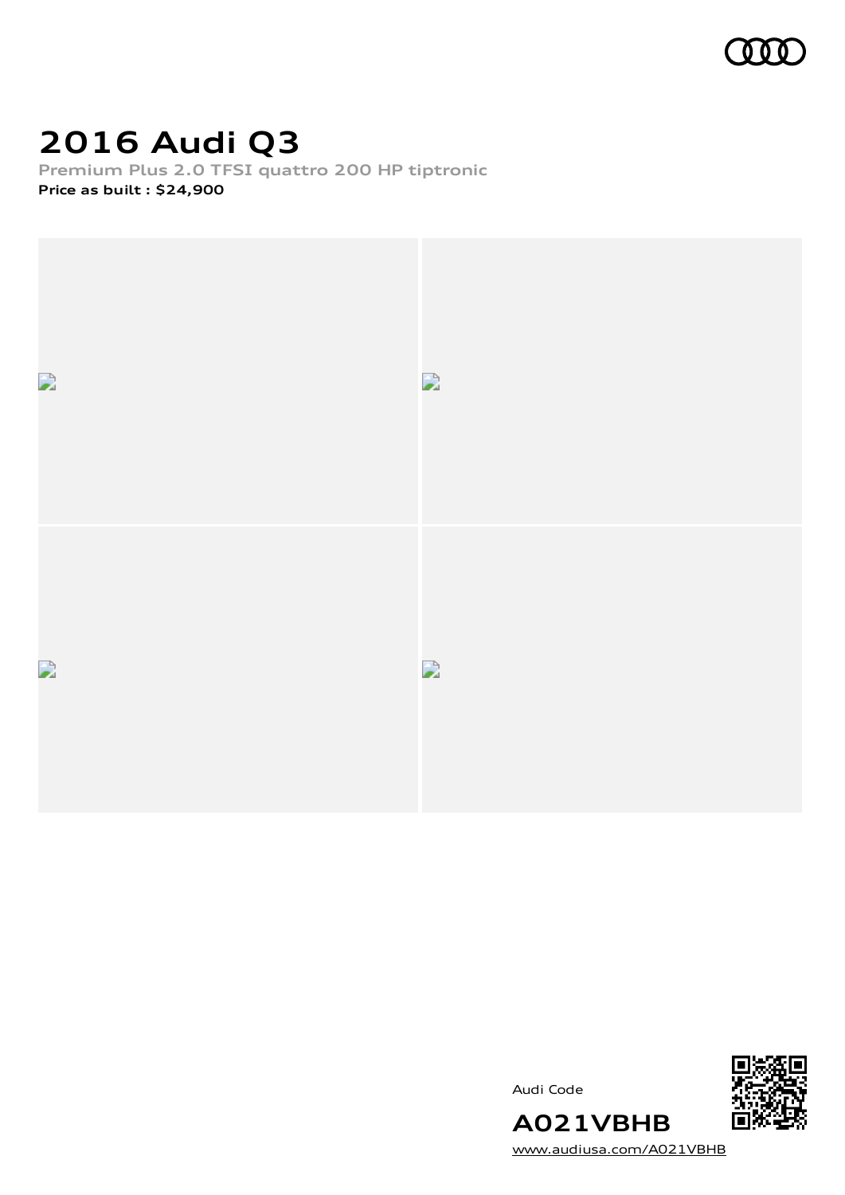# 2016 Audi Q3

Premium Plus 2.0 TFSI quattro 200 HP tiptronic

**Price as built : $24,900**

Audi Code

**A021VBHB**

www.audiusa.com/A021VBHB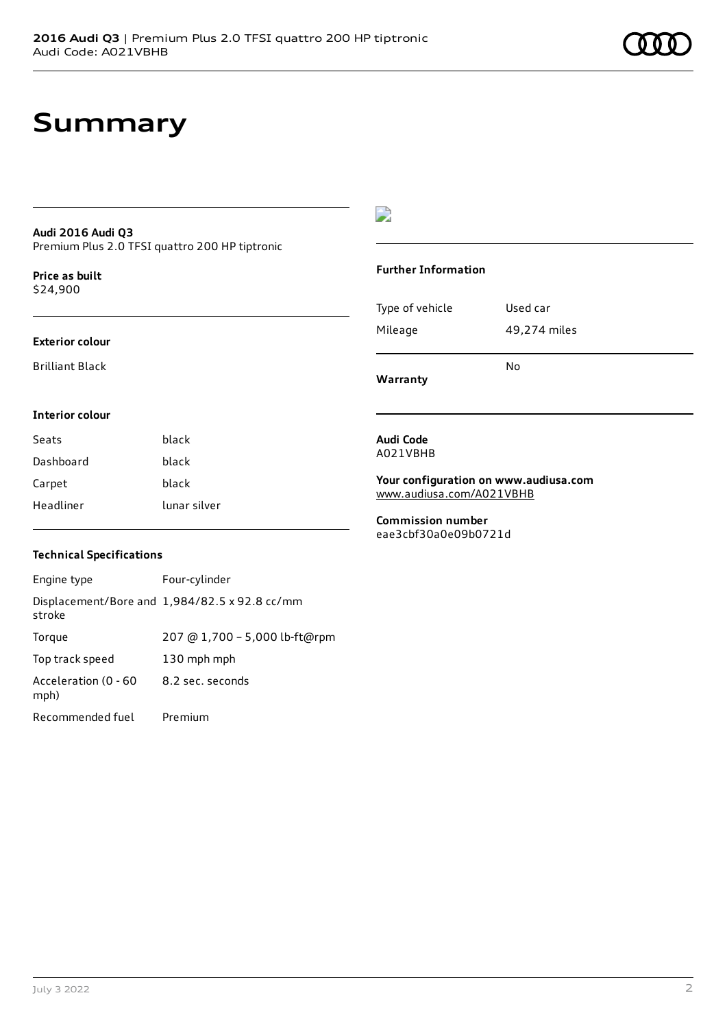# Summary

**Audi 2016 Audi Q3**
Premium Plus 2.0 TFSI quattro 200 HP tiptronic

**Price as built**
$24,900

### Exterior colour

Brilliant Black

### Interior colour

| | |
|---|---|
| Seats | black |
| Dashboard | black |
| Carpet | black |
| Headliner | lunar silver |

### Technical Specifications

| | |
|---|---|
| Engine type | Four-cylinder |
| Displacement/Bore and stroke | 1,984/82.5 x 92.8 cc/mm |
| Torque | 207 @ 1,700 – 5,000 lb-ft@rpm |
| Top track speed | 130 mph mph |
| Acceleration (0 - 60 mph) | 8.2 sec. seconds |
| Recommended fuel | Premium |

### Further Information

| | |
|---|---|
| Type of vehicle | Used car |
| Mileage | 49,274 miles |
| Warranty | No |

**Audi Code**
A021VBHB

**Your configuration on www.audiusa.com**
www.audiusa.com/A021VBHB

**Commission number**
eae3cbf30a0e09b0721d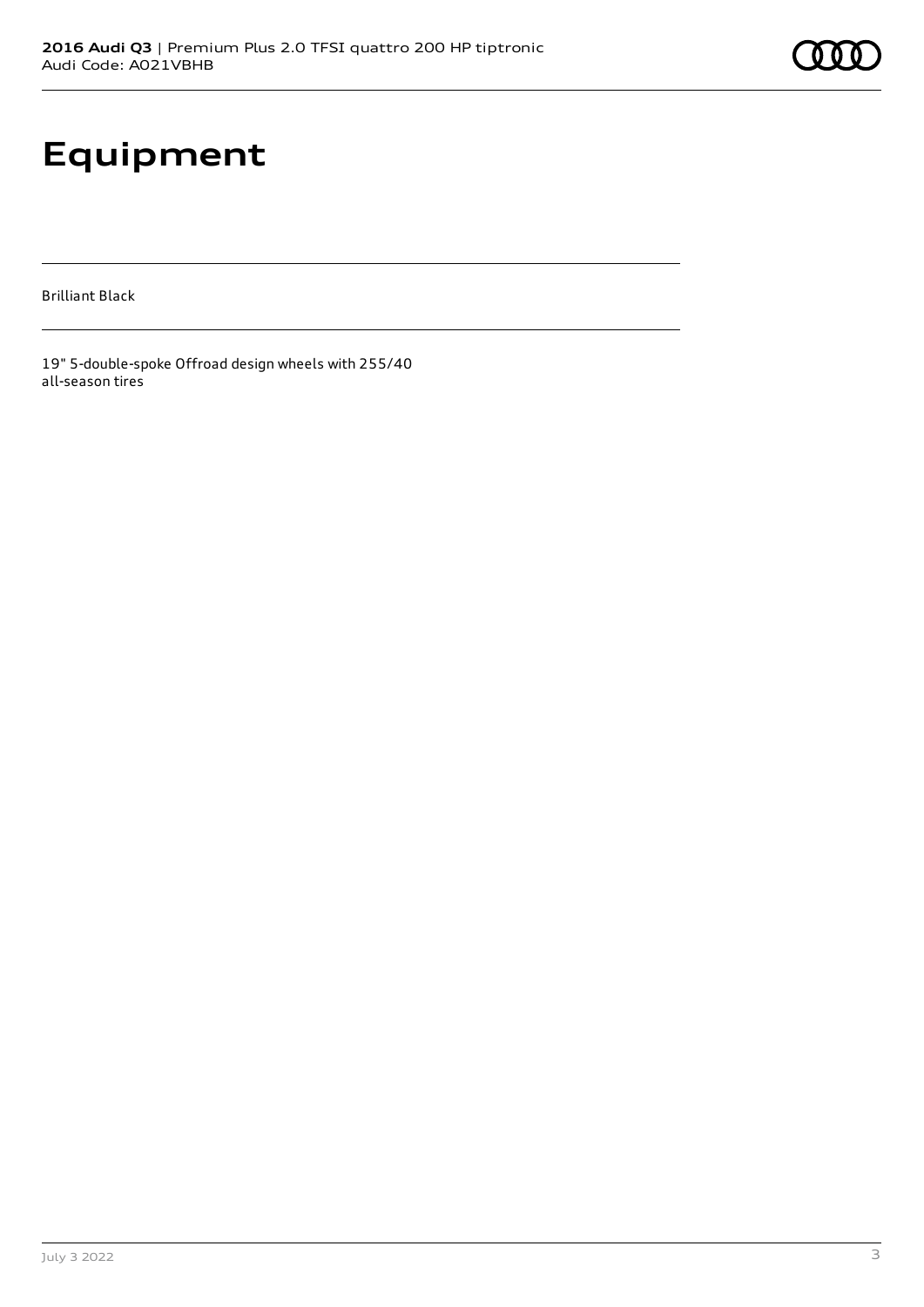# Equipment

Brilliant Black

19" 5-double-spoke Offroad design wheels with 255/40 all-season tires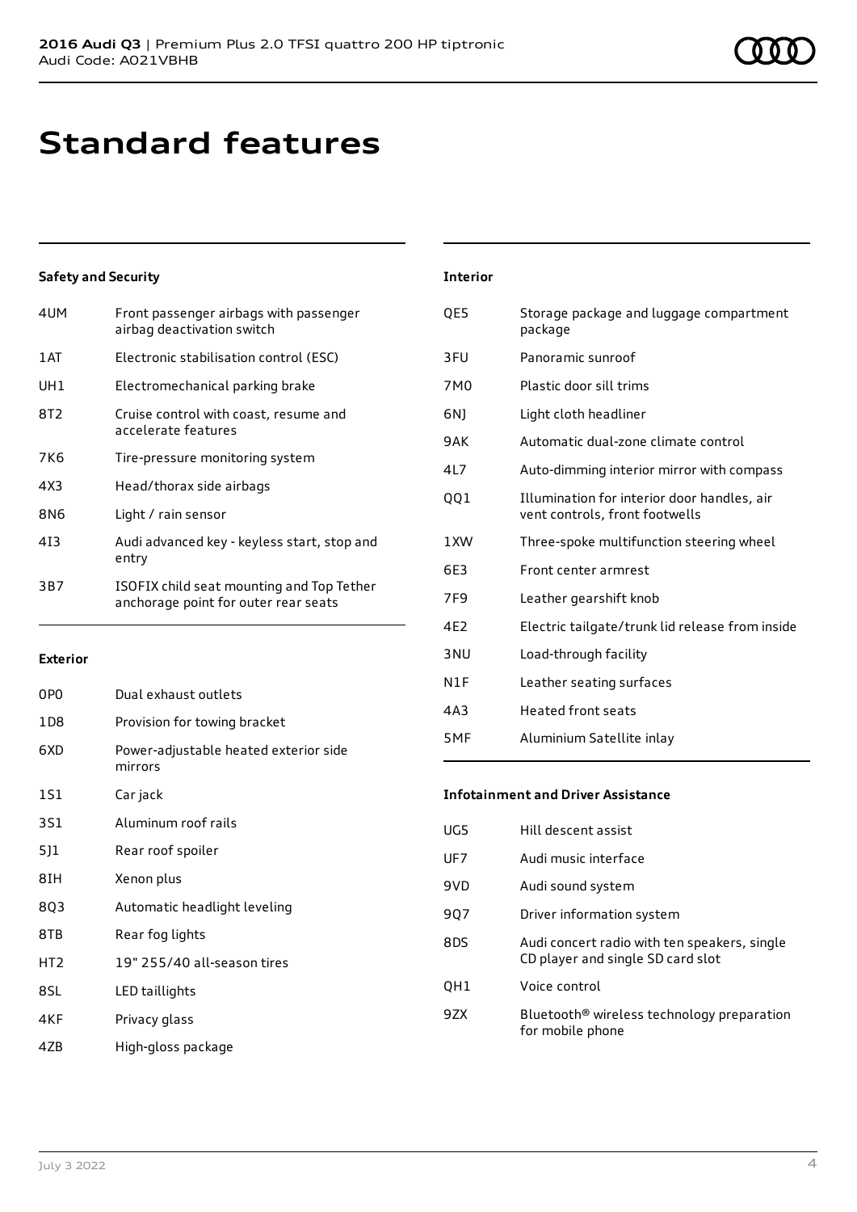# Standard features

### Safety and Security

| | |
|---|---|
| 4UM | Front passenger airbags with passenger airbag deactivation switch |
| 1AT | Electronic stabilisation control (ESC) |
| UH1 | Electromechanical parking brake |
| 8T2 | Cruise control with coast, resume and accelerate features |
| 7K6 | Tire-pressure monitoring system |
| 4X3 | Head/thorax side airbags |
| 8N6 | Light / rain sensor |
| 4I3 | Audi advanced key - keyless start, stop and entry |
| 3B7 | ISOFIX child seat mounting and Top Tether anchorage point for outer rear seats |

### Exterior

| | |
|---|---|
| 0P0 | Dual exhaust outlets |
| 1D8 | Provision for towing bracket |
| 6XD | Power-adjustable heated exterior side mirrors |
| 1S1 | Car jack |
| 3S1 | Aluminum roof rails |
| 5J1 | Rear roof spoiler |
| 8IH | Xenon plus |
| 8Q3 | Automatic headlight leveling |
| 8TB | Rear fog lights |
| HT2 | 19" 255/40 all-season tires |
| 8SL | LED taillights |
| 4KF | Privacy glass |
| 4ZB | High-gloss package |

### Interior

| | |
|---|---|
| QE5 | Storage package and luggage compartment package |
| 3FU | Panoramic sunroof |
| 7M0 | Plastic door sill trims |
| 6NJ | Light cloth headliner |
| 9AK | Automatic dual-zone climate control |
| 4L7 | Auto-dimming interior mirror with compass |
| QQ1 | Illumination for interior door handles, air vent controls, front footwells |
| 1XW | Three-spoke multifunction steering wheel |
| 6E3 | Front center armrest |
| 7F9 | Leather gearshift knob |
| 4E2 | Electric tailgate/trunk lid release from inside |
| 3NU | Load-through facility |
| N1F | Leather seating surfaces |
| 4A3 | Heated front seats |
| 5MF | Aluminium Satellite inlay |

### Infotainment and Driver Assistance

| | |
|---|---|
| UG5 | Hill descent assist |
| UF7 | Audi music interface |
| 9VD | Audi sound system |
| 9Q7 | Driver information system |
| 8DS | Audi concert radio with ten speakers, single CD player and single SD card slot |
| QH1 | Voice control |
| 9ZX | Bluetooth® wireless technology preparation for mobile phone |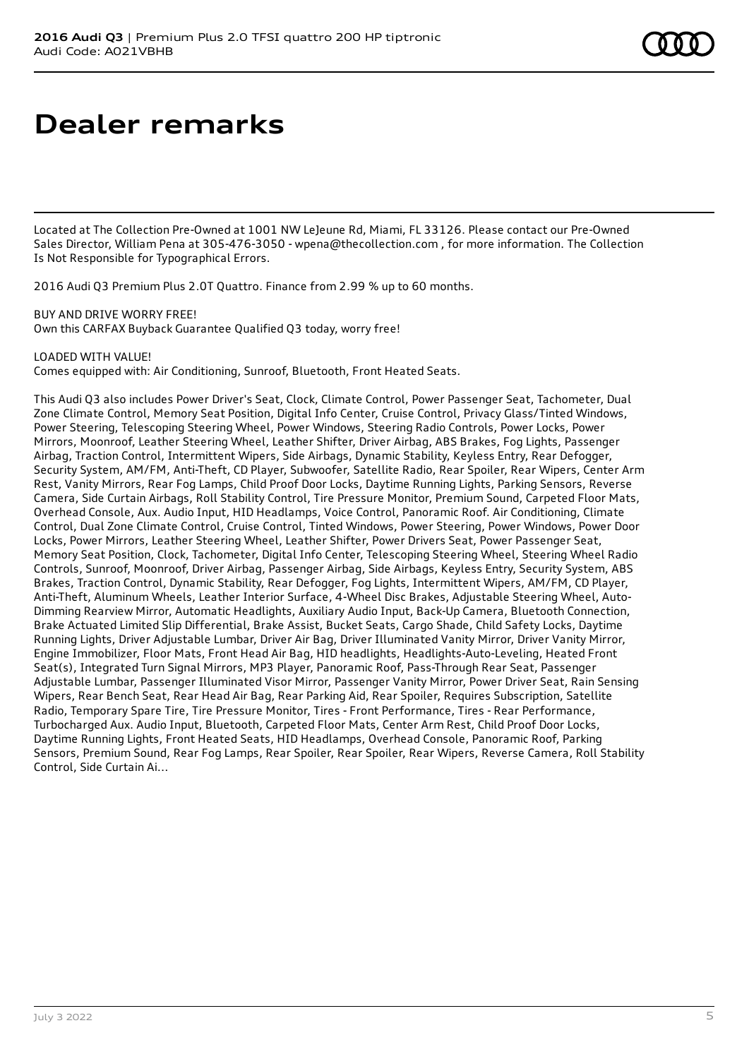# Dealer remarks

Located at The Collection Pre-Owned at 1001 NW LeJeune Rd, Miami, FL 33126. Please contact our Pre-Owned Sales Director, William Pena at 305-476-3050 - wpena@thecollection.com , for more information. The Collection Is Not Responsible for Typographical Errors.

2016 Audi Q3 Premium Plus 2.0T Quattro. Finance from 2.99 % up to 60 months.

BUY AND DRIVE WORRY FREE!
Own this CARFAX Buyback Guarantee Qualified Q3 today, worry free!

LOADED WITH VALUE!
Comes equipped with: Air Conditioning, Sunroof, Bluetooth, Front Heated Seats.

This Audi Q3 also includes Power Driver's Seat, Clock, Climate Control, Power Passenger Seat, Tachometer, Dual Zone Climate Control, Memory Seat Position, Digital Info Center, Cruise Control, Privacy Glass/Tinted Windows, Power Steering, Telescoping Steering Wheel, Power Windows, Steering Radio Controls, Power Locks, Power Mirrors, Moonroof, Leather Steering Wheel, Leather Shifter, Driver Airbag, ABS Brakes, Fog Lights, Passenger Airbag, Traction Control, Intermittent Wipers, Side Airbags, Dynamic Stability, Keyless Entry, Rear Defogger, Security System, AM/FM, Anti-Theft, CD Player, Subwoofer, Satellite Radio, Rear Spoiler, Rear Wipers, Center Arm Rest, Vanity Mirrors, Rear Fog Lamps, Child Proof Door Locks, Daytime Running Lights, Parking Sensors, Reverse Camera, Side Curtain Airbags, Roll Stability Control, Tire Pressure Monitor, Premium Sound, Carpeted Floor Mats, Overhead Console, Aux. Audio Input, HID Headlamps, Voice Control, Panoramic Roof. Air Conditioning, Climate Control, Dual Zone Climate Control, Cruise Control, Tinted Windows, Power Steering, Power Windows, Power Door Locks, Power Mirrors, Leather Steering Wheel, Leather Shifter, Power Drivers Seat, Power Passenger Seat, Memory Seat Position, Clock, Tachometer, Digital Info Center, Telescoping Steering Wheel, Steering Wheel Radio Controls, Sunroof, Moonroof, Driver Airbag, Passenger Airbag, Side Airbags, Keyless Entry, Security System, ABS Brakes, Traction Control, Dynamic Stability, Rear Defogger, Fog Lights, Intermittent Wipers, AM/FM, CD Player, Anti-Theft, Aluminum Wheels, Leather Interior Surface, 4-Wheel Disc Brakes, Adjustable Steering Wheel, Auto-Dimming Rearview Mirror, Automatic Headlights, Auxiliary Audio Input, Back-Up Camera, Bluetooth Connection, Brake Actuated Limited Slip Differential, Brake Assist, Bucket Seats, Cargo Shade, Child Safety Locks, Daytime Running Lights, Driver Adjustable Lumbar, Driver Air Bag, Driver Illuminated Vanity Mirror, Driver Vanity Mirror, Engine Immobilizer, Floor Mats, Front Head Air Bag, HID headlights, Headlights-Auto-Leveling, Heated Front Seat(s), Integrated Turn Signal Mirrors, MP3 Player, Panoramic Roof, Pass-Through Rear Seat, Passenger Adjustable Lumbar, Passenger Illuminated Visor Mirror, Passenger Vanity Mirror, Power Driver Seat, Rain Sensing Wipers, Rear Bench Seat, Rear Head Air Bag, Rear Parking Aid, Rear Spoiler, Requires Subscription, Satellite Radio, Temporary Spare Tire, Tire Pressure Monitor, Tires - Front Performance, Tires - Rear Performance, Turbocharged Aux. Audio Input, Bluetooth, Carpeted Floor Mats, Center Arm Rest, Child Proof Door Locks, Daytime Running Lights, Front Heated Seats, HID Headlamps, Overhead Console, Panoramic Roof, Parking Sensors, Premium Sound, Rear Fog Lamps, Rear Spoiler, Rear Spoiler, Rear Wipers, Reverse Camera, Roll Stability Control, Side Curtain Ai...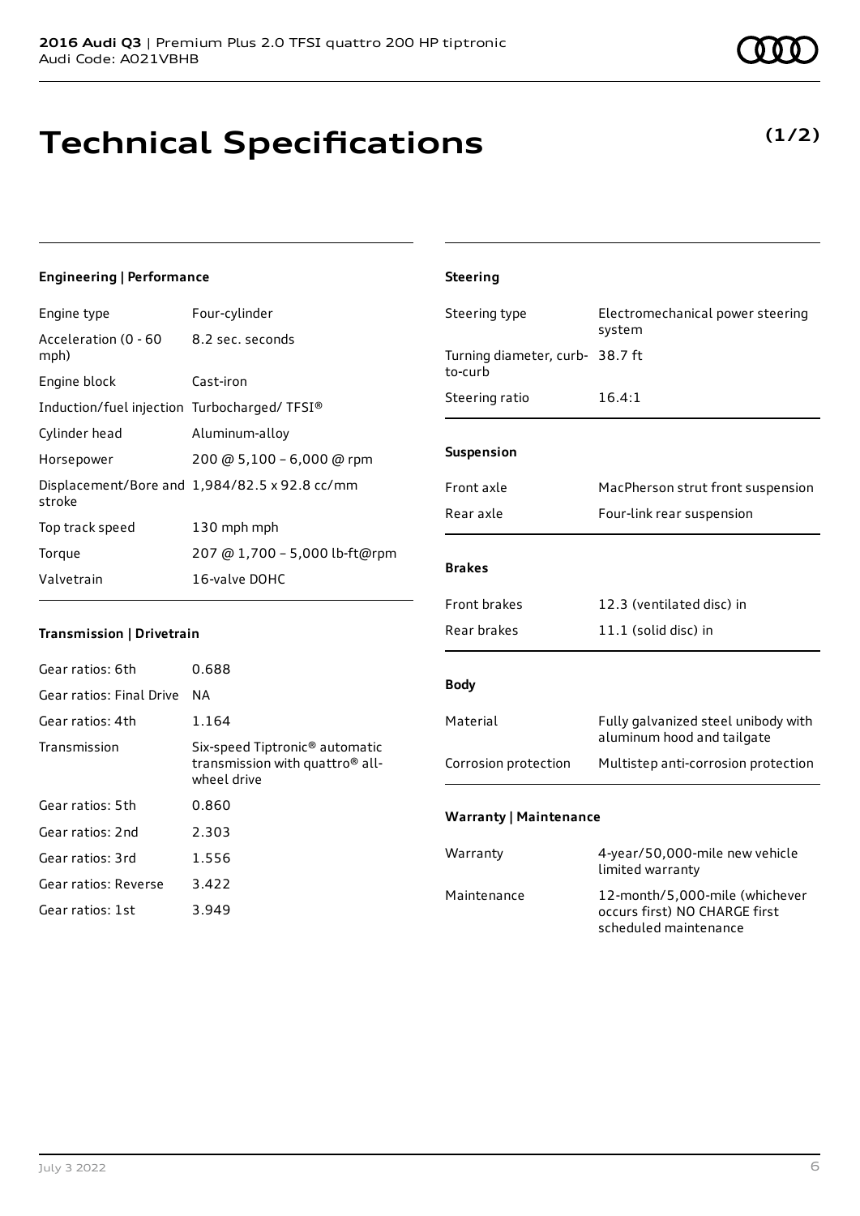# Technical Specifications

**(1/2)**

### Engineering | Performance

| | |
|---|---|
| Engine type | Four-cylinder |
| Acceleration (0 - 60 mph) | 8.2 sec. seconds |
| Engine block | Cast-iron |
| Induction/fuel injection | Turbocharged/ TFSI® |
| Cylinder head | Aluminum-alloy |
| Horsepower | 200 @ 5,100 – 6,000 @ rpm |
| Displacement/Bore and stroke | 1,984/82.5 x 92.8 cc/mm |
| Top track speed | 130 mph mph |
| Torque | 207 @ 1,700 – 5,000 lb-ft@rpm |
| Valvetrain | 16-valve DOHC |

### Transmission | Drivetrain

| | |
|---|---|
| Gear ratios: 6th | 0.688 |
| Gear ratios: Final Drive | NA |
| Gear ratios: 4th | 1.164 |
| Transmission | Six-speed Tiptronic® automatic transmission with quattro® all-wheel drive |
| Gear ratios: 5th | 0.860 |
| Gear ratios: 2nd | 2.303 |
| Gear ratios: 3rd | 1.556 |
| Gear ratios: Reverse | 3.422 |
| Gear ratios: 1st | 3.949 |

### Steering

| | |
|---|---|
| Steering type | Electromechanical power steering system |
| Turning diameter, curb-to-curb | 38.7 ft |
| Steering ratio | 16.4:1 |

### Suspension

| | |
|---|---|
| Front axle | MacPherson strut front suspension |
| Rear axle | Four-link rear suspension |

### Brakes

| | |
|---|---|
| Front brakes | 12.3 (ventilated disc) in |
| Rear brakes | 11.1 (solid disc) in |

### Body

| | |
|---|---|
| Material | Fully galvanized steel unibody with aluminum hood and tailgate |
| Corrosion protection | Multistep anti-corrosion protection |

### Warranty | Maintenance

| | |
|---|---|
| Warranty | 4-year/50,000-mile new vehicle limited warranty |
| Maintenance | 12-month/5,000-mile (whichever occurs first) NO CHARGE first scheduled maintenance |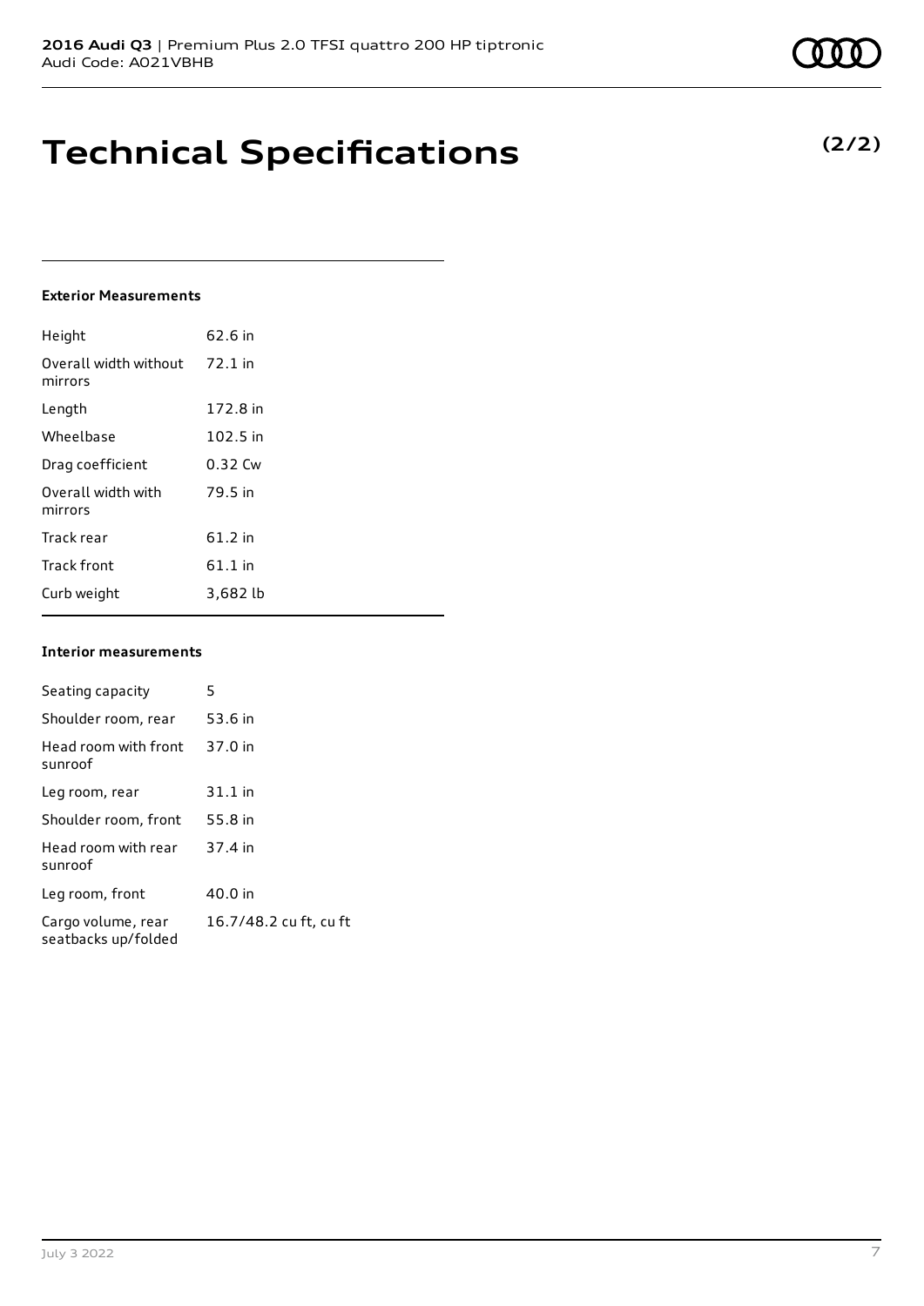# Technical Specifications

**(2/2)**

### Exterior Measurements

| | |
|---|---|
| Height | 62.6 in |
| Overall width without mirrors | 72.1 in |
| Length | 172.8 in |
| Wheelbase | 102.5 in |
| Drag coefficient | 0.32 Cw |
| Overall width with mirrors | 79.5 in |
| Track rear | 61.2 in |
| Track front | 61.1 in |
| Curb weight | 3,682 lb |

### Interior measurements

| | |
|---|---|
| Seating capacity | 5 |
| Shoulder room, rear | 53.6 in |
| Head room with front sunroof | 37.0 in |
| Leg room, rear | 31.1 in |
| Shoulder room, front | 55.8 in |
| Head room with rear sunroof | 37.4 in |
| Leg room, front | 40.0 in |
| Cargo volume, rear seatbacks up/folded | 16.7/48.2 cu ft, cu ft |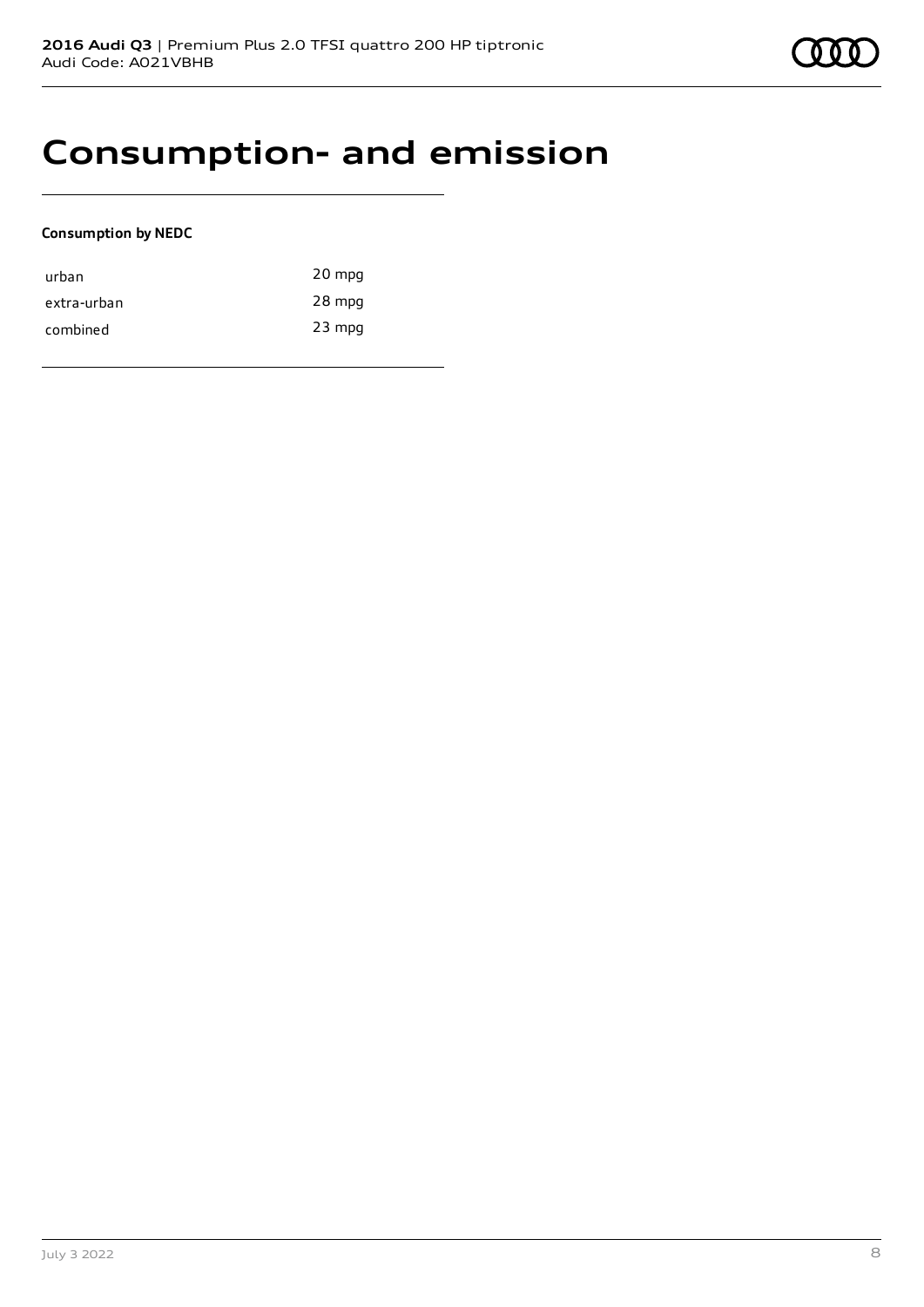# Consumption- and emission

**Consumption by NEDC**

| | |
|---|---|
| urban | 20 mpg |
| extra-urban | 28 mpg |
| combined | 23 mpg |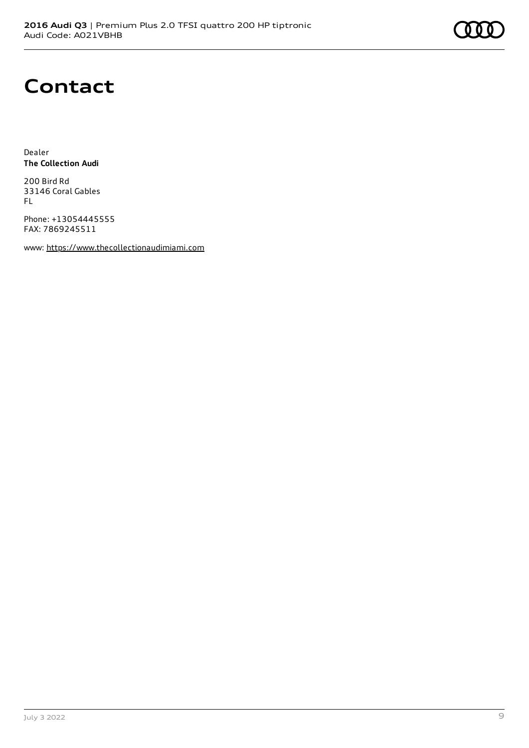# Contact

Dealer
**The Collection Audi**

200 Bird Rd
33146 Coral Gables
FL

Phone: +13054445555
FAX: 7869245511

www: https://www.thecollectionaudimiami.com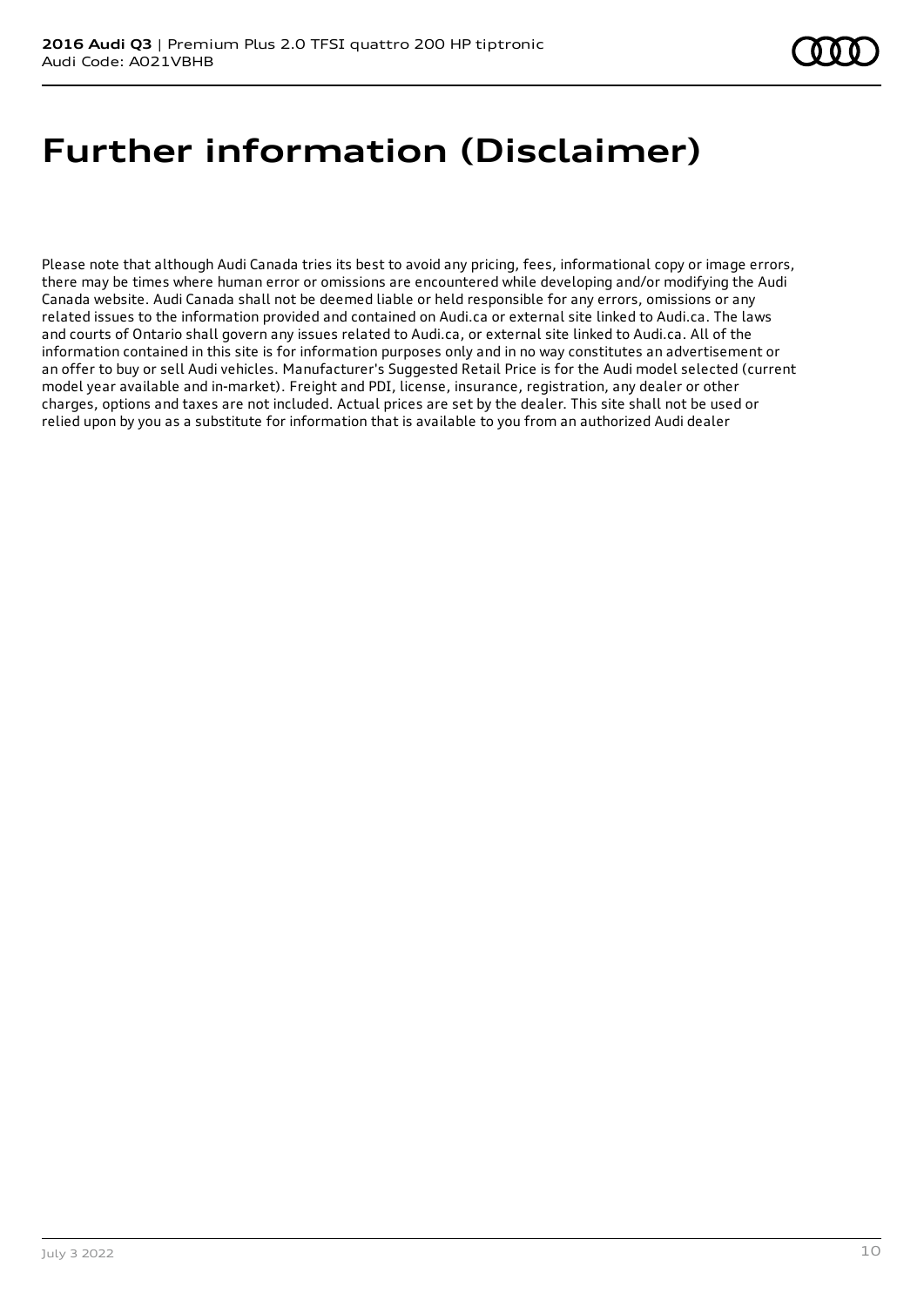# Further information (Disclaimer)

Please note that although Audi Canada tries its best to avoid any pricing, fees, informational copy or image errors, there may be times where human error or omissions are encountered while developing and/or modifying the Audi Canada website. Audi Canada shall not be deemed liable or held responsible for any errors, omissions or any related issues to the information provided and contained on Audi.ca or external site linked to Audi.ca. The laws and courts of Ontario shall govern any issues related to Audi.ca, or external site linked to Audi.ca. All of the information contained in this site is for information purposes only and in no way constitutes an advertisement or an offer to buy or sell Audi vehicles. Manufacturer's Suggested Retail Price is for the Audi model selected (current model year available and in-market). Freight and PDI, license, insurance, registration, any dealer or other charges, options and taxes are not included. Actual prices are set by the dealer. This site shall not be used or relied upon by you as a substitute for information that is available to you from an authorized Audi dealer